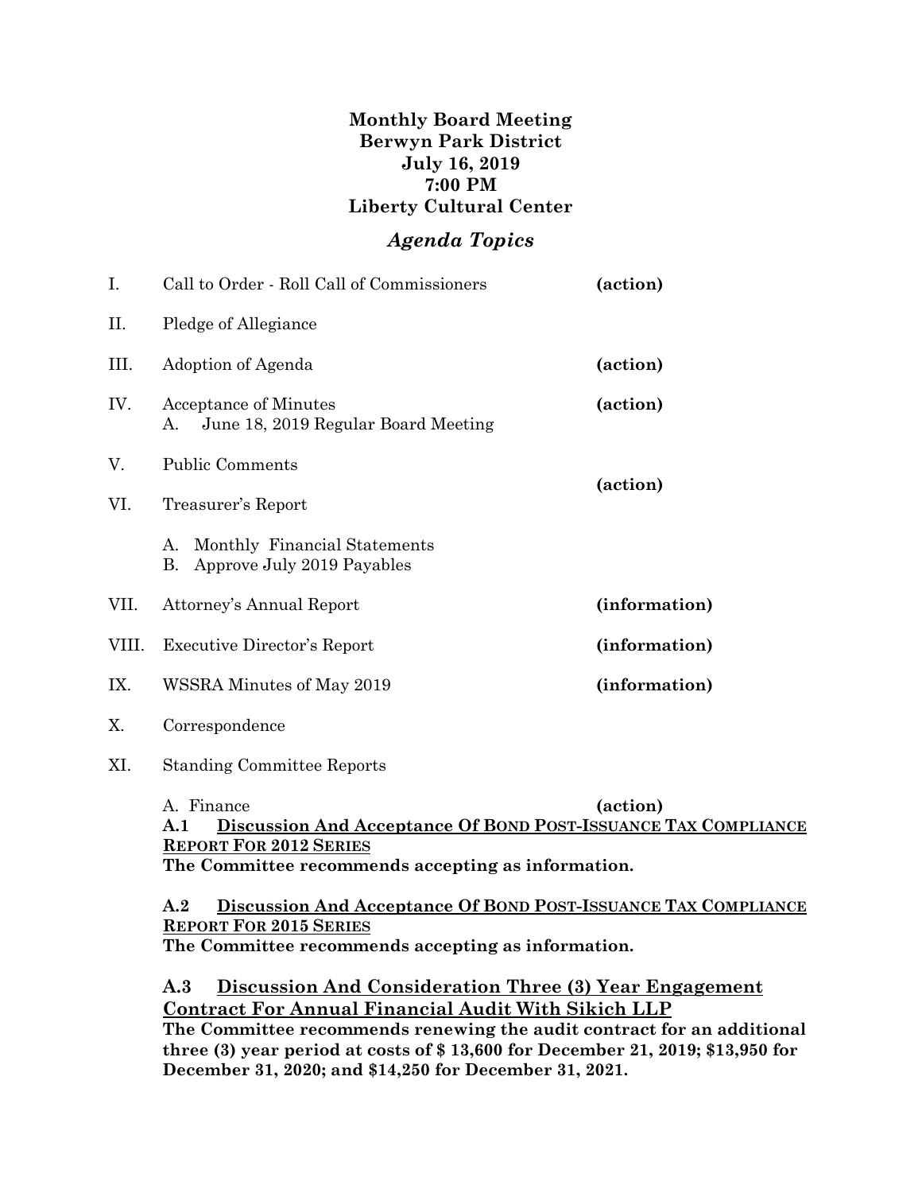**Monthly Board Meeting**
**Berwyn Park District**
**July 16, 2019**
**7:00 PM**
**Liberty Cultural Center**

## *Agenda Topics*

| | | |
|---|---|---|
| I. | Call to Order - Roll Call of Commissioners | **(action)** |
| II. | Pledge of Allegiance | |
| III. | Adoption of Agenda | **(action)** |
| IV. | Acceptance of Minutes<br>A. June 18, 2019 Regular Board Meeting | **(action)** |
| V. | Public Comments | |
| VI. | Treasurer's Report<br>A. Monthly Financial Statements<br>B. Approve July 2019 Payables | **(action)** |
| VII. | Attorney's Annual Report | **(information)** |
| VIII. | Executive Director's Report | **(information)** |
| IX. | WSSRA Minutes of May 2019 | **(information)** |
| X. | Correspondence | |
| XI. | Standing Committee Reports | |

A. Finance **(action)**

**A.1 Discussion And Acceptance Of Bond Post-Issuance Tax Compliance Report For 2012 Series**
**The Committee recommends accepting as information.**

**A.2 Discussion And Acceptance Of Bond Post-Issuance Tax Compliance Report For 2015 Series**
**The Committee recommends accepting as information.**

**A.3 Discussion And Consideration Three (3) Year Engagement Contract For Annual Financial Audit With Sikich LLP**
**The Committee recommends renewing the audit contract for an additional three (3) year period at costs of $ 13,600 for December 21, 2019; $13,950 for December 31, 2020; and $14,250 for December 31, 2021.**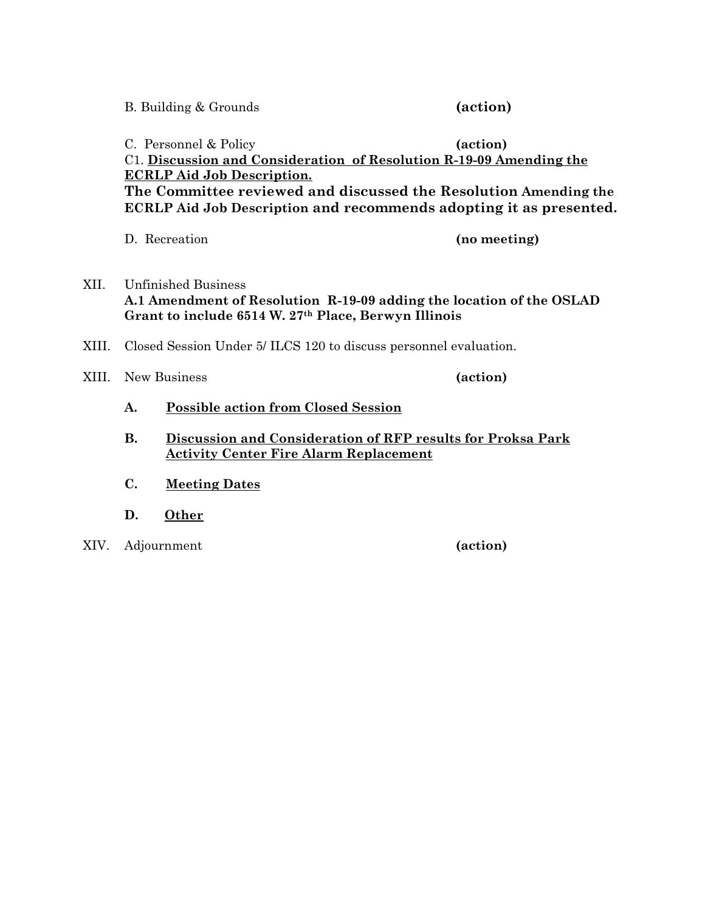B. Building & Grounds **(action)**

C. Personnel & Policy **(action)**

C1. **<u>Discussion and Consideration of Resolution R-19-09 Amending the ECRLP Aid Job Description.</u>**

**The Committee reviewed and discussed the Resolution Amending the ECRLP Aid Job Description and recommends adopting it as presented.**

D. Recreation **(no meeting)**

XII. Unfinished Business

**A.1 Amendment of Resolution R-19-09 adding the location of the OSLAD Grant to include 6514 W. 27th Place, Berwyn Illinois**

XIII. Closed Session Under 5/ ILCS 120 to discuss personnel evaluation.

XIII. New Business **(action)**

**A. <u>Possible action from Closed Session</u>**

**B. <u>Discussion and Consideration of RFP results for Proksa Park Activity Center Fire Alarm Replacement</u>**

**C. <u>Meeting Dates</u>**

**D. <u>Other</u>**

XIV. Adjournment **(action)**